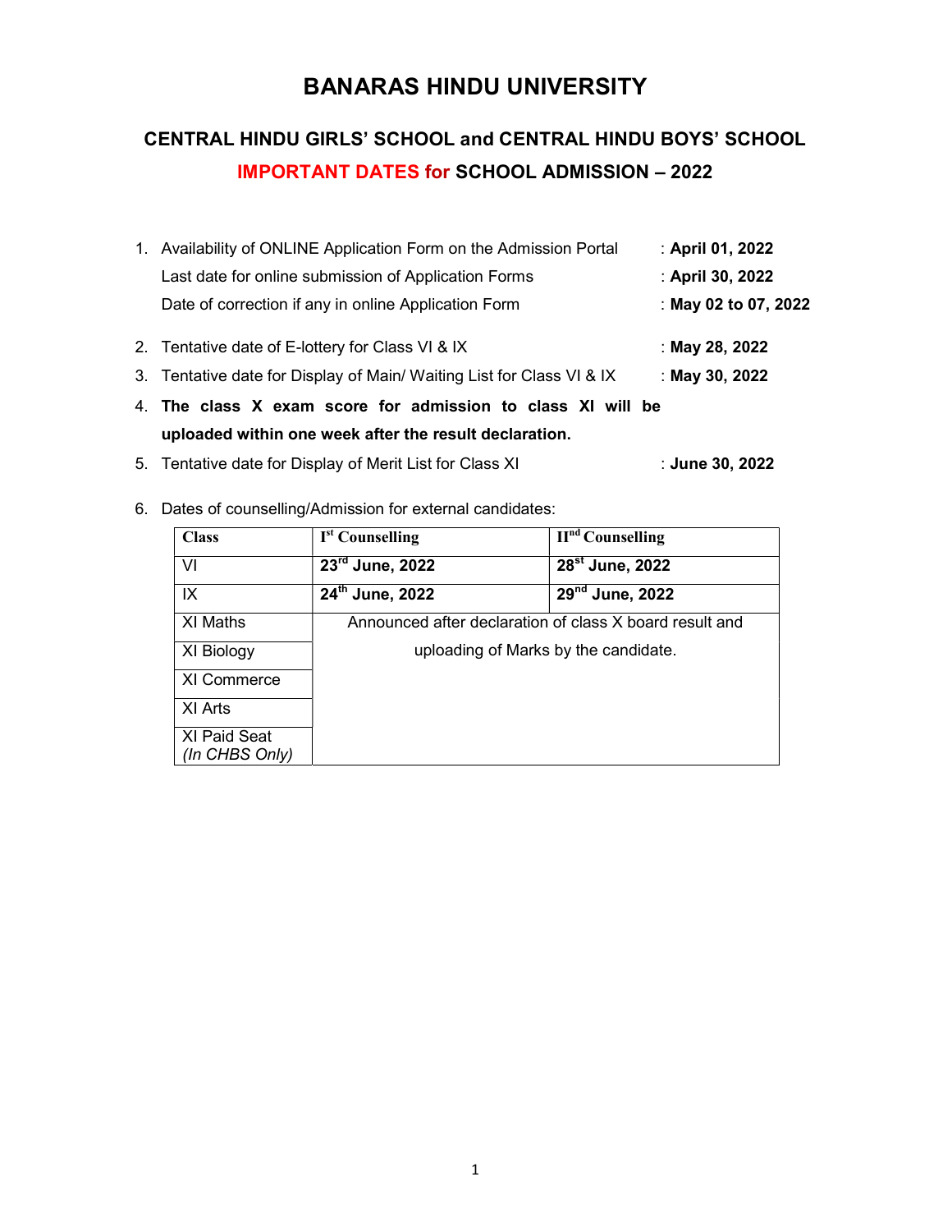# BANARAS HINDU UNIVERSITY

## CENTRAL HINDU GIRLS' SCHOOL and CENTRAL HINDU BOYS' SCHOOL

## IMPORTANT DATES for SCHOOL ADMISSION – 2022

1. Availability of ONLINE Application Form on the Admission Portal : **April 01, 2022**
   Last date for online submission of Application Forms : **April 30, 2022**
   Date of correction if any in online Application Form : **May 02 to 07, 2022**
2. Tentative date of E-lottery for Class VI & IX : **May 28, 2022**
3. Tentative date for Display of Main/ Waiting List for Class VI & IX : **May 30, 2022**
4. **The class X exam score for admission to class XI will be uploaded within one week after the result declaration.**
5. Tentative date for Display of Merit List for Class XI : **June 30, 2022**
6. Dates of counselling/Admission for external candidates:

| Class | Ist Counselling | IInd Counselling |
|---|---|---|
| VI | **23rd June, 2022** | **28st June, 2022** |
| IX | **24th June, 2022** | **29nd June, 2022** |
| XI Maths | Announced after declaration of class X board result and uploading of Marks by the candidate. | |
| XI Biology | | |
| XI Commerce | | |
| XI Arts | | |
| XI Paid Seat *(In CHBS Only)* | | |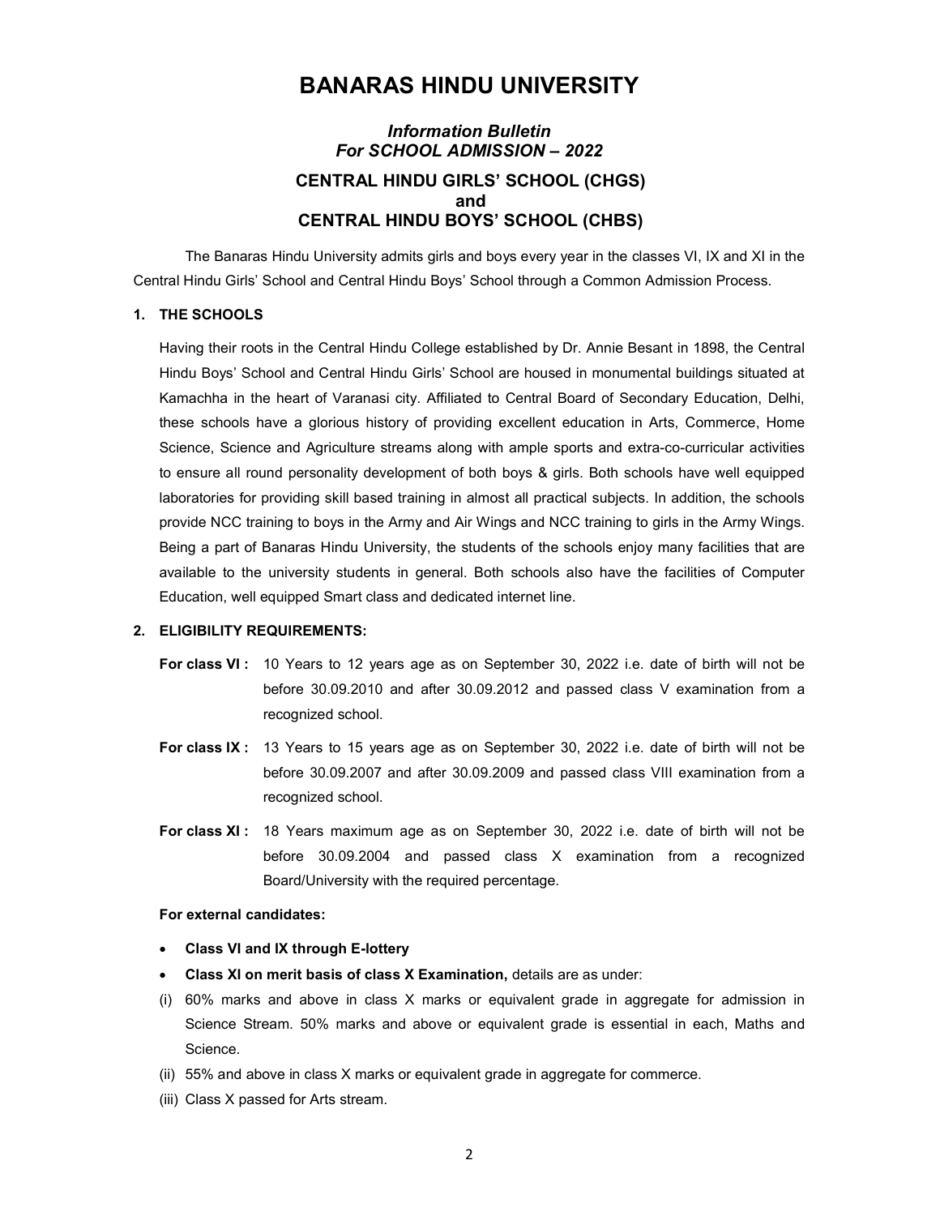# BANARAS HINDU UNIVERSITY

## *Information Bulletin*
## *For SCHOOL ADMISSION – 2022*

### CENTRAL HINDU GIRLS' SCHOOL (CHGS)
### and
### CENTRAL HINDU BOYS' SCHOOL (CHBS)

The Banaras Hindu University admits girls and boys every year in the classes VI, IX and XI in the Central Hindu Girls' School and Central Hindu Boys' School through a Common Admission Process.

**1. THE SCHOOLS**

Having their roots in the Central Hindu College established by Dr. Annie Besant in 1898, the Central Hindu Boys' School and Central Hindu Girls' School are housed in monumental buildings situated at Kamachha in the heart of Varanasi city. Affiliated to Central Board of Secondary Education, Delhi, these schools have a glorious history of providing excellent education in Arts, Commerce, Home Science, Science and Agriculture streams along with ample sports and extra-co-curricular activities to ensure all round personality development of both boys & girls. Both schools have well equipped laboratories for providing skill based training in almost all practical subjects. In addition, the schools provide NCC training to boys in the Army and Air Wings and NCC training to girls in the Army Wings. Being a part of Banaras Hindu University, the students of the schools enjoy many facilities that are available to the university students in general. Both schools also have the facilities of Computer Education, well equipped Smart class and dedicated internet line.

**2. ELIGIBILITY REQUIREMENTS:**

**For class VI :** 10 Years to 12 years age as on September 30, 2022 i.e. date of birth will not be before 30.09.2010 and after 30.09.2012 and passed class V examination from a recognized school.

**For class IX :** 13 Years to 15 years age as on September 30, 2022 i.e. date of birth will not be before 30.09.2007 and after 30.09.2009 and passed class VIII examination from a recognized school.

**For class XI :** 18 Years maximum age as on September 30, 2022 i.e. date of birth will not be before 30.09.2004 and passed class X examination from a recognized Board/University with the required percentage.

**For external candidates:**

- **Class VI and IX through E-lottery**
- **Class XI on merit basis of class X Examination,** details are as under:

(i) 60% marks and above in class X marks or equivalent grade in aggregate for admission in Science Stream. 50% marks and above or equivalent grade is essential in each, Maths and Science.

(ii) 55% and above in class X marks or equivalent grade in aggregate for commerce.

(iii) Class X passed for Arts stream.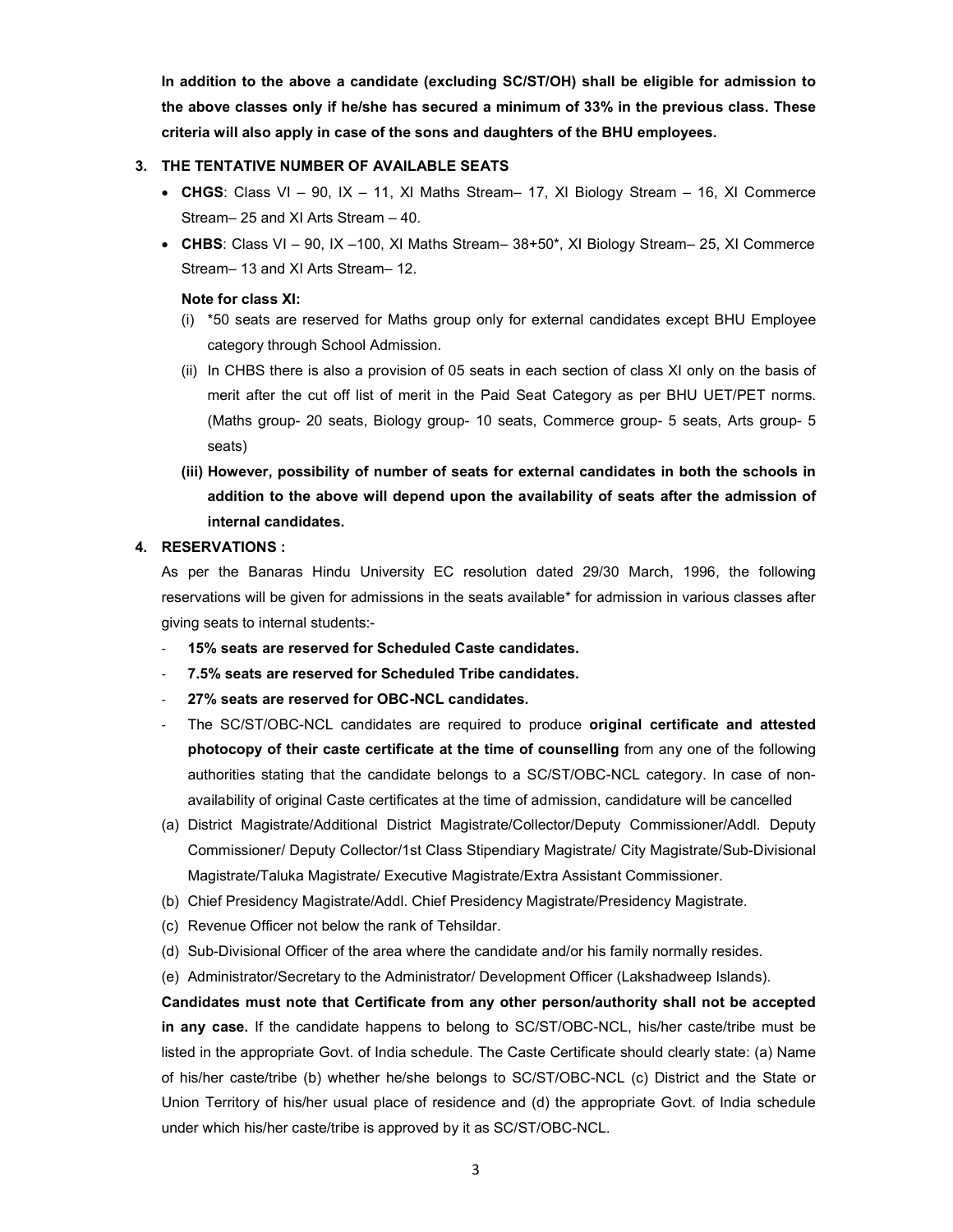**In addition to the above a candidate (excluding SC/ST/OH) shall be eligible for admission to the above classes only if he/she has secured a minimum of 33% in the previous class. These criteria will also apply in case of the sons and daughters of the BHU employees.**

## 3. THE TENTATIVE NUMBER OF AVAILABLE SEATS

- **CHGS**: Class VI – 90, IX – 11, XI Maths Stream– 17, XI Biology Stream – 16, XI Commerce Stream– 25 and XI Arts Stream – 40.
- **CHBS**: Class VI – 90, IX –100, XI Maths Stream– 38+50*, XI Biology Stream– 25, XI Commerce Stream– 13 and XI Arts Stream– 12.

**Note for class XI:**

(i) *50 seats are reserved for Maths group only for external candidates except BHU Employee category through School Admission.

(ii) In CHBS there is also a provision of 05 seats in each section of class XI only on the basis of merit after the cut off list of merit in the Paid Seat Category as per BHU UET/PET norms. (Maths group- 20 seats, Biology group- 10 seats, Commerce group- 5 seats, Arts group- 5 seats)

**(iii) However, possibility of number of seats for external candidates in both the schools in addition to the above will depend upon the availability of seats after the admission of internal candidates.**

## 4. RESERVATIONS :

As per the Banaras Hindu University EC resolution dated 29/30 March, 1996, the following reservations will be given for admissions in the seats available* for admission in various classes after giving seats to internal students:-

- **15% seats are reserved for Scheduled Caste candidates.**
- **7.5% seats are reserved for Scheduled Tribe candidates.**
- **27% seats are reserved for OBC-NCL candidates.**
- The SC/ST/OBC-NCL candidates are required to produce **original certificate and attested photocopy of their caste certificate at the time of counselling** from any one of the following authorities stating that the candidate belongs to a SC/ST/OBC-NCL category. In case of non-availability of original Caste certificates at the time of admission, candidature will be cancelled

(a) District Magistrate/Additional District Magistrate/Collector/Deputy Commissioner/Addl. Deputy Commissioner/ Deputy Collector/1st Class Stipendiary Magistrate/ City Magistrate/Sub-Divisional Magistrate/Taluka Magistrate/ Executive Magistrate/Extra Assistant Commissioner.

(b) Chief Presidency Magistrate/Addl. Chief Presidency Magistrate/Presidency Magistrate.

(c) Revenue Officer not below the rank of Tehsildar.

(d) Sub-Divisional Officer of the area where the candidate and/or his family normally resides.

(e) Administrator/Secretary to the Administrator/ Development Officer (Lakshadweep Islands).

**Candidates must note that Certificate from any other person/authority shall not be accepted in any case.** If the candidate happens to belong to SC/ST/OBC-NCL, his/her caste/tribe must be listed in the appropriate Govt. of India schedule. The Caste Certificate should clearly state: (a) Name of his/her caste/tribe (b) whether he/she belongs to SC/ST/OBC-NCL (c) District and the State or Union Territory of his/her usual place of residence and (d) the appropriate Govt. of India schedule under which his/her caste/tribe is approved by it as SC/ST/OBC-NCL.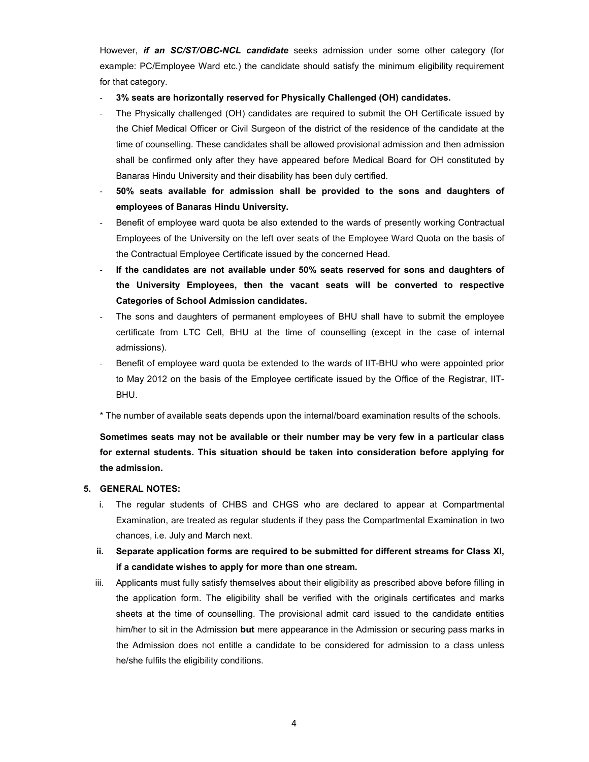However, ***if an SC/ST/OBC-NCL candidate*** seeks admission under some other category (for example: PC/Employee Ward etc.) the candidate should satisfy the minimum eligibility requirement for that category.

- **3% seats are horizontally reserved for Physically Challenged (OH) candidates.**
- The Physically challenged (OH) candidates are required to submit the OH Certificate issued by the Chief Medical Officer or Civil Surgeon of the district of the residence of the candidate at the time of counselling. These candidates shall be allowed provisional admission and then admission shall be confirmed only after they have appeared before Medical Board for OH constituted by Banaras Hindu University and their disability has been duly certified.
- **50% seats available for admission shall be provided to the sons and daughters of employees of Banaras Hindu University.**
- Benefit of employee ward quota be also extended to the wards of presently working Contractual Employees of the University on the left over seats of the Employee Ward Quota on the basis of the Contractual Employee Certificate issued by the concerned Head.
- **If the candidates are not available under 50% seats reserved for sons and daughters of the University Employees, then the vacant seats will be converted to respective Categories of School Admission candidates.**
- The sons and daughters of permanent employees of BHU shall have to submit the employee certificate from LTC Cell, BHU at the time of counselling (except in the case of internal admissions).
- Benefit of employee ward quota be extended to the wards of IIT-BHU who were appointed prior to May 2012 on the basis of the Employee certificate issued by the Office of the Registrar, IIT-BHU.

\* The number of available seats depends upon the internal/board examination results of the schools.

**Sometimes seats may not be available or their number may be very few in a particular class for external students. This situation should be taken into consideration before applying for the admission.**

## 5. GENERAL NOTES:

i. The regular students of CHBS and CHGS who are declared to appear at Compartmental Examination, are treated as regular students if they pass the Compartmental Examination in two chances, i.e. July and March next.

**ii. Separate application forms are required to be submitted for different streams for Class XI, if a candidate wishes to apply for more than one stream.**

iii. Applicants must fully satisfy themselves about their eligibility as prescribed above before filling in the application form. The eligibility shall be verified with the originals certificates and marks sheets at the time of counselling. The provisional admit card issued to the candidate entities him/her to sit in the Admission **but** mere appearance in the Admission or securing pass marks in the Admission does not entitle a candidate to be considered for admission to a class unless he/she fulfils the eligibility conditions.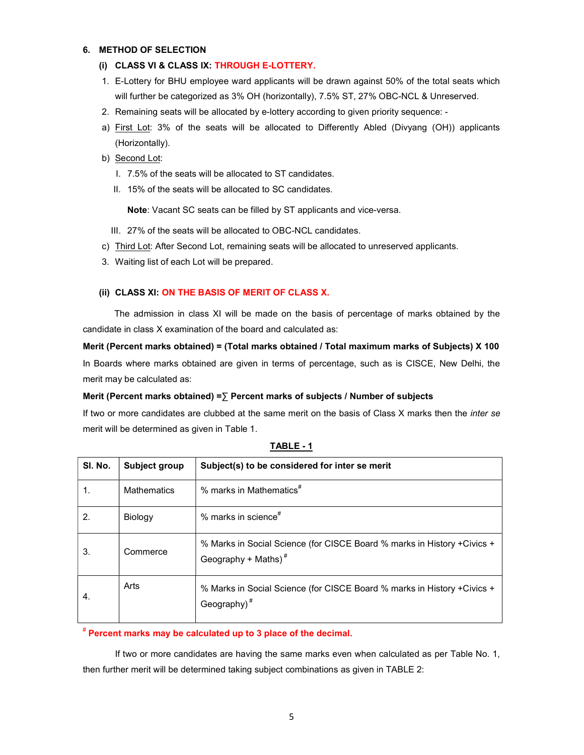## 6. METHOD OF SELECTION

### (i) CLASS VI & CLASS IX: THROUGH E-LOTTERY.

1. E-Lottery for BHU employee ward applicants will be drawn against 50% of the total seats which will further be categorized as 3% OH (horizontally), 7.5% ST, 27% OBC-NCL & Unreserved.
2. Remaining seats will be allocated by e-lottery according to given priority sequence: -

a) First Lot: 3% of the seats will be allocated to Differently Abled (Divyang (OH)) applicants (Horizontally).

b) Second Lot:

I. 7.5% of the seats will be allocated to ST candidates.

II. 15% of the seats will be allocated to SC candidates.

**Note**: Vacant SC seats can be filled by ST applicants and vice-versa.

III. 27% of the seats will be allocated to OBC-NCL candidates.

c) Third Lot: After Second Lot, remaining seats will be allocated to unreserved applicants.

3. Waiting list of each Lot will be prepared.

### (ii) CLASS XI: ON THE BASIS OF MERIT OF CLASS X.

The admission in class XI will be made on the basis of percentage of marks obtained by the candidate in class X examination of the board and calculated as:

**Merit (Percent marks obtained) = (Total marks obtained / Total maximum marks of Subjects) X 100**

In Boards where marks obtained are given in terms of percentage, such as is CISCE, New Delhi, the merit may be calculated as:

**Merit (Percent marks obtained) =∑ Percent marks of subjects / Number of subjects**

If two or more candidates are clubbed at the same merit on the basis of Class X marks then the *inter se* merit will be determined as given in Table 1.

**TABLE - 1**

| Sl. No. | Subject group | Subject(s) to be considered for inter se merit |
|---|---|---|
| 1. | Mathematics | % marks in Mathematics# |
| 2. | Biology | % marks in science# |
| 3. | Commerce | % Marks in Social Science (for CISCE Board % marks in History +Civics + Geography + Maths)# |
| 4. | Arts | % Marks in Social Science (for CISCE Board % marks in History +Civics + Geography)# |

**# Percent marks may be calculated up to 3 place of the decimal.**

If two or more candidates are having the same marks even when calculated as per Table No. 1, then further merit will be determined taking subject combinations as given in TABLE 2: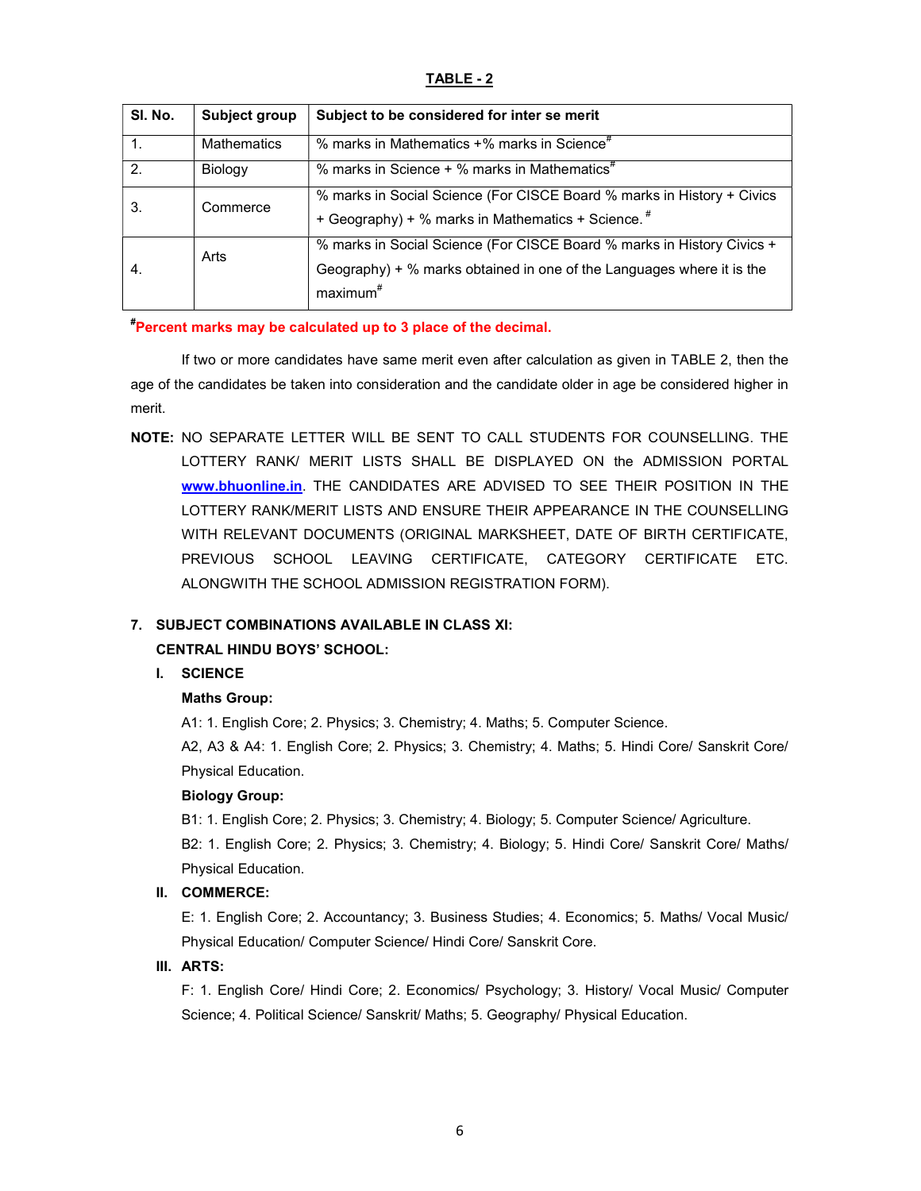**TABLE - 2**

| Sl. No. | Subject group | Subject to be considered for inter se merit |
|---|---|---|
| 1. | Mathematics | % marks in Mathematics +% marks in Science# |
| 2. | Biology | % marks in Science + % marks in Mathematics# |
| 3. | Commerce | % marks in Social Science (For CISCE Board % marks in History + Civics + Geography) + % marks in Mathematics + Science. # |
| 4. | Arts | % marks in Social Science (For CISCE Board % marks in History Civics + Geography) + % marks obtained in one of the Languages where it is the maximum# |

**#Percent marks may be calculated up to 3 place of the decimal.**

If two or more candidates have same merit even after calculation as given in TABLE 2, then the age of the candidates be taken into consideration and the candidate older in age be considered higher in merit.

**NOTE:** NO SEPARATE LETTER WILL BE SENT TO CALL STUDENTS FOR COUNSELLING. THE LOTTERY RANK/ MERIT LISTS SHALL BE DISPLAYED ON the ADMISSION PORTAL www.bhuonline.in. THE CANDIDATES ARE ADVISED TO SEE THEIR POSITION IN THE LOTTERY RANK/MERIT LISTS AND ENSURE THEIR APPEARANCE IN THE COUNSELLING WITH RELEVANT DOCUMENTS (ORIGINAL MARKSHEET, DATE OF BIRTH CERTIFICATE, PREVIOUS SCHOOL LEAVING CERTIFICATE, CATEGORY CERTIFICATE ETC. ALONGWITH THE SCHOOL ADMISSION REGISTRATION FORM).

**7. SUBJECT COMBINATIONS AVAILABLE IN CLASS XI:**

**CENTRAL HINDU BOYS' SCHOOL:**

**I. SCIENCE**

**Maths Group:**

A1: 1. English Core; 2. Physics; 3. Chemistry; 4. Maths; 5. Computer Science.

A2, A3 & A4: 1. English Core; 2. Physics; 3. Chemistry; 4. Maths; 5. Hindi Core/ Sanskrit Core/ Physical Education.

**Biology Group:**

B1: 1. English Core; 2. Physics; 3. Chemistry; 4. Biology; 5. Computer Science/ Agriculture.

B2: 1. English Core; 2. Physics; 3. Chemistry; 4. Biology; 5. Hindi Core/ Sanskrit Core/ Maths/ Physical Education.

**II. COMMERCE:**

E: 1. English Core; 2. Accountancy; 3. Business Studies; 4. Economics; 5. Maths/ Vocal Music/ Physical Education/ Computer Science/ Hindi Core/ Sanskrit Core.

**III. ARTS:**

F: 1. English Core/ Hindi Core; 2. Economics/ Psychology; 3. History/ Vocal Music/ Computer Science; 4. Political Science/ Sanskrit/ Maths; 5. Geography/ Physical Education.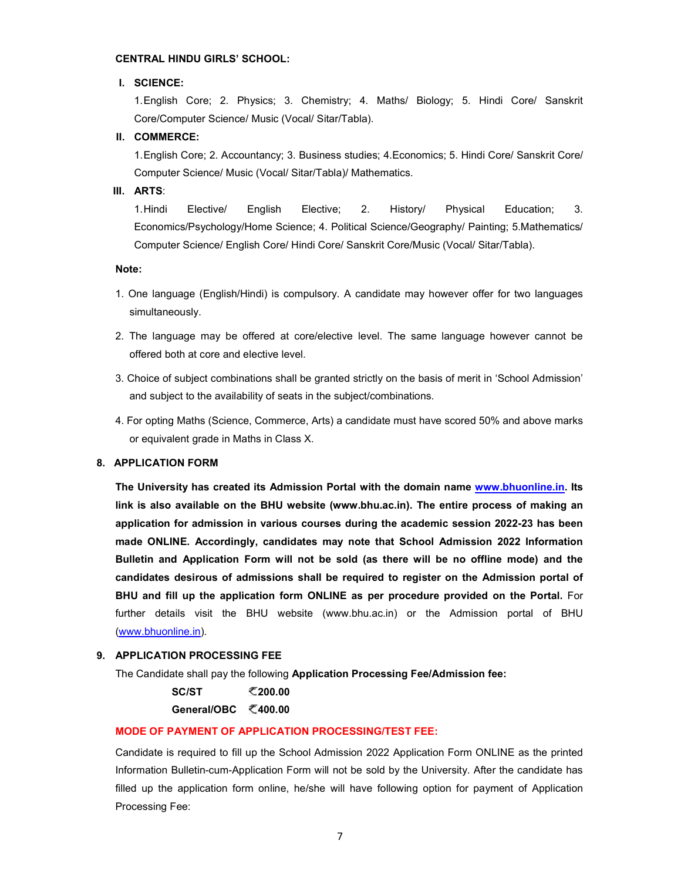**CENTRAL HINDU GIRLS' SCHOOL:**

**I. SCIENCE:**

1.English Core; 2. Physics; 3. Chemistry; 4. Maths/ Biology; 5. Hindi Core/ Sanskrit Core/Computer Science/ Music (Vocal/ Sitar/Tabla).

**II. COMMERCE:**

1.English Core; 2. Accountancy; 3. Business studies; 4.Economics; 5. Hindi Core/ Sanskrit Core/ Computer Science/ Music (Vocal/ Sitar/Tabla)/ Mathematics.

**III. ARTS**:

1.Hindi Elective/ English Elective; 2. History/ Physical Education; 3. Economics/Psychology/Home Science; 4. Political Science/Geography/ Painting; 5.Mathematics/ Computer Science/ English Core/ Hindi Core/ Sanskrit Core/Music (Vocal/ Sitar/Tabla).

**Note:**

1. One language (English/Hindi) is compulsory. A candidate may however offer for two languages simultaneously.
2. The language may be offered at core/elective level. The same language however cannot be offered both at core and elective level.
3. Choice of subject combinations shall be granted strictly on the basis of merit in 'School Admission' and subject to the availability of seats in the subject/combinations.
4. For opting Maths (Science, Commerce, Arts) a candidate must have scored 50% and above marks or equivalent grade in Maths in Class X.

## 8. APPLICATION FORM

**The University has created its Admission Portal with the domain name www.bhuonline.in. Its link is also available on the BHU website (www.bhu.ac.in). The entire process of making an application for admission in various courses during the academic session 2022-23 has been made ONLINE. Accordingly, candidates may note that School Admission 2022 Information Bulletin and Application Form will not be sold (as there will be no offline mode) and the candidates desirous of admissions shall be required to register on the Admission portal of BHU and fill up the application form ONLINE as per procedure provided on the Portal.** For further details visit the BHU website (www.bhu.ac.in) or the Admission portal of BHU (www.bhuonline.in).

## 9. APPLICATION PROCESSING FEE

The Candidate shall pay the following **Application Processing Fee/Admission fee:**

| | |
|---|---|
| **SC/ST** | **₹200.00** |
| **General/OBC** | **₹400.00** |

**MODE OF PAYMENT OF APPLICATION PROCESSING/TEST FEE:**

Candidate is required to fill up the School Admission 2022 Application Form ONLINE as the printed Information Bulletin-cum-Application Form will not be sold by the University. After the candidate has filled up the application form online, he/she will have following option for payment of Application Processing Fee: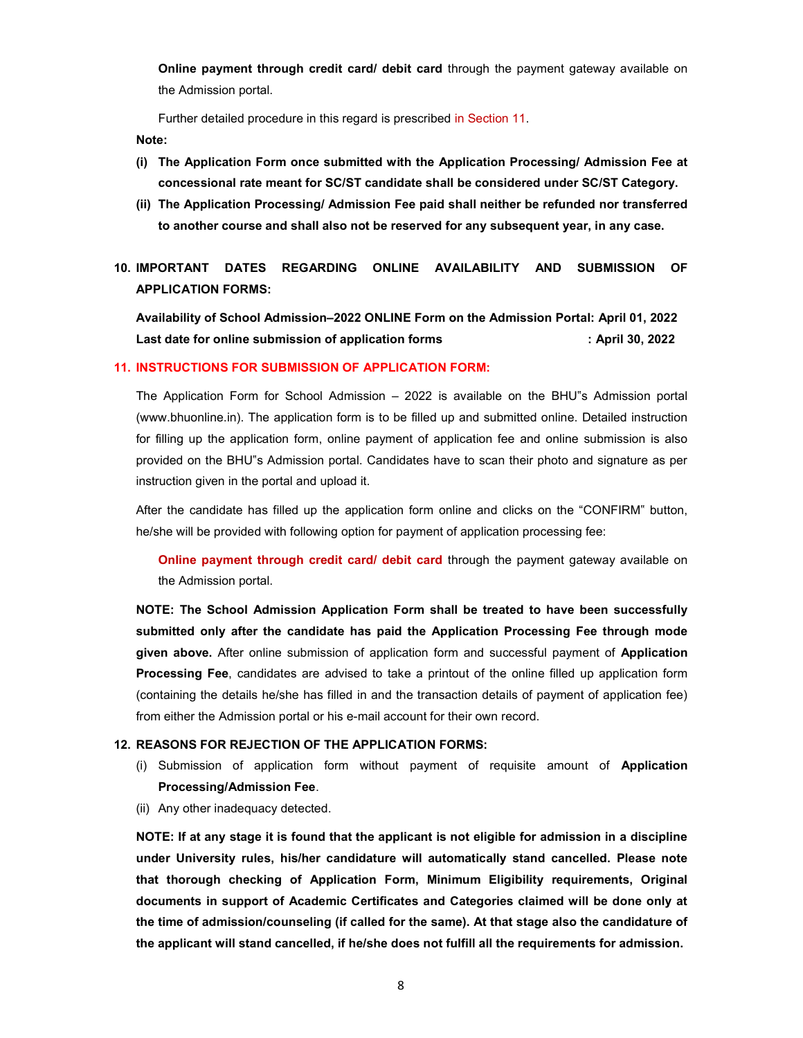**Online payment through credit card/ debit card** through the payment gateway available on the Admission portal.

Further detailed procedure in this regard is prescribed in Section 11.

**Note:**

**(i) The Application Form once submitted with the Application Processing/ Admission Fee at concessional rate meant for SC/ST candidate shall be considered under SC/ST Category.**

**(ii) The Application Processing/ Admission Fee paid shall neither be refunded nor transferred to another course and shall also not be reserved for any subsequent year, in any case.**

## 10. IMPORTANT DATES REGARDING ONLINE AVAILABILITY AND SUBMISSION OF APPLICATION FORMS:

**Availability of School Admission–2022 ONLINE Form on the Admission Portal: April 01, 2022**
**Last date for online submission of application forms : April 30, 2022**

## 11. INSTRUCTIONS FOR SUBMISSION OF APPLICATION FORM:

The Application Form for School Admission – 2022 is available on the BHU"s Admission portal (www.bhuonline.in). The application form is to be filled up and submitted online. Detailed instruction for filling up the application form, online payment of application fee and online submission is also provided on the BHU"s Admission portal. Candidates have to scan their photo and signature as per instruction given in the portal and upload it.

After the candidate has filled up the application form online and clicks on the "CONFIRM" button, he/she will be provided with following option for payment of application processing fee:

**Online payment through credit card/ debit card** through the payment gateway available on the Admission portal.

**NOTE: The School Admission Application Form shall be treated to have been successfully submitted only after the candidate has paid the Application Processing Fee through mode given above.** After online submission of application form and successful payment of **Application Processing Fee**, candidates are advised to take a printout of the online filled up application form (containing the details he/she has filled in and the transaction details of payment of application fee) from either the Admission portal or his e-mail account for their own record.

## 12. REASONS FOR REJECTION OF THE APPLICATION FORMS:

(i) Submission of application form without payment of requisite amount of **Application Processing/Admission Fee**.

(ii) Any other inadequacy detected.

**NOTE: If at any stage it is found that the applicant is not eligible for admission in a discipline under University rules, his/her candidature will automatically stand cancelled. Please note that thorough checking of Application Form, Minimum Eligibility requirements, Original documents in support of Academic Certificates and Categories claimed will be done only at the time of admission/counseling (if called for the same). At that stage also the candidature of the applicant will stand cancelled, if he/she does not fulfill all the requirements for admission.**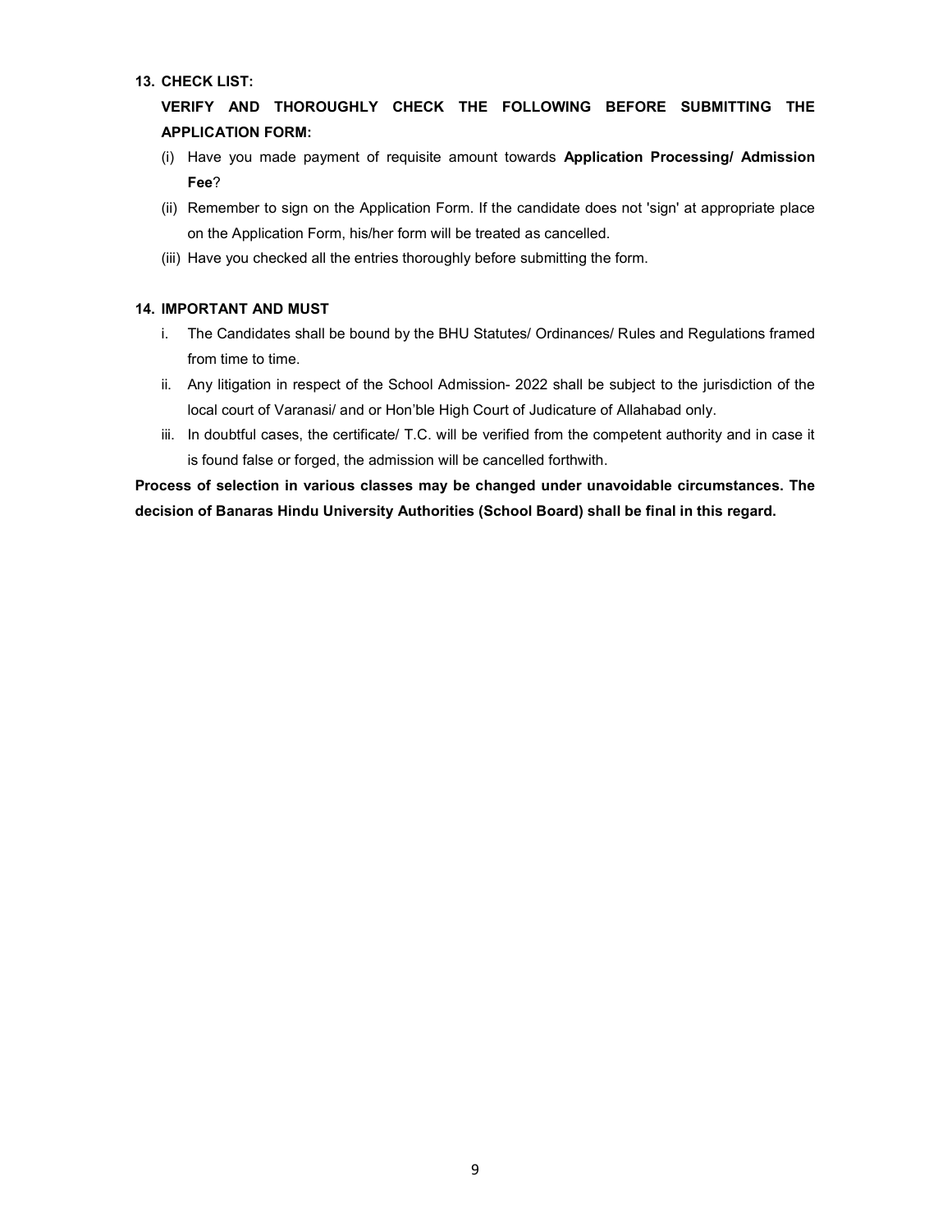**13. CHECK LIST:**

**VERIFY AND THOROUGHLY CHECK THE FOLLOWING BEFORE SUBMITTING THE APPLICATION FORM:**

(i) Have you made payment of requisite amount towards **Application Processing/ Admission Fee**?

(ii) Remember to sign on the Application Form. If the candidate does not 'sign' at appropriate place on the Application Form, his/her form will be treated as cancelled.

(iii) Have you checked all the entries thoroughly before submitting the form.

**14. IMPORTANT AND MUST**

i. The Candidates shall be bound by the BHU Statutes/ Ordinances/ Rules and Regulations framed from time to time.

ii. Any litigation in respect of the School Admission- 2022 shall be subject to the jurisdiction of the local court of Varanasi/ and or Hon'ble High Court of Judicature of Allahabad only.

iii. In doubtful cases, the certificate/ T.C. will be verified from the competent authority and in case it is found false or forged, the admission will be cancelled forthwith.

**Process of selection in various classes may be changed under unavoidable circumstances. The decision of Banaras Hindu University Authorities (School Board) shall be final in this regard.**